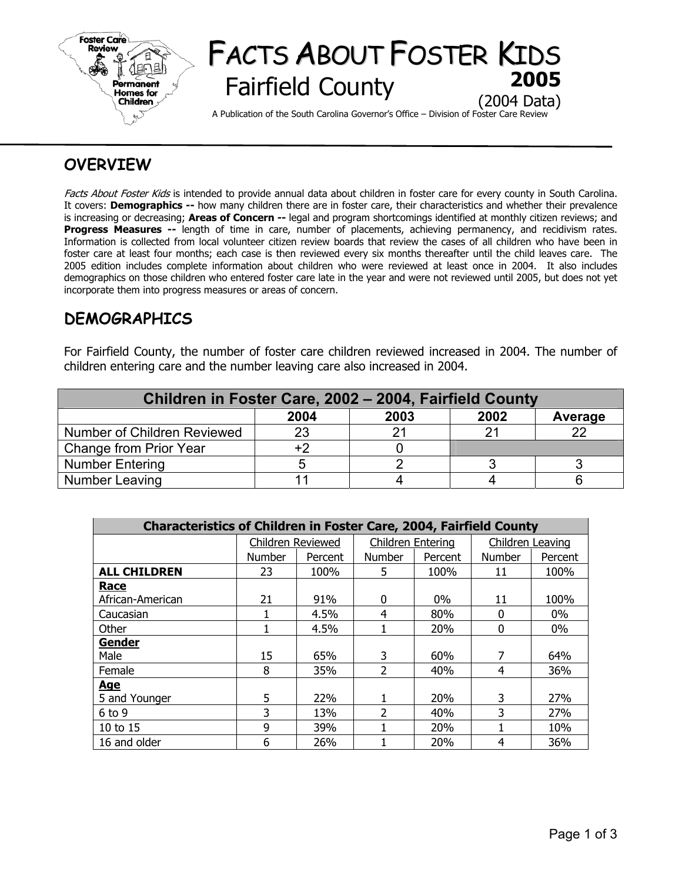# Facts About Foster Kids

## Fairfield County

**2005**

(2004 Data)

A Publication of the South Carolina Governor's Office – Division of Foster Care Review

## OVERVIEW

*Facts About Foster Kids* is intended to provide annual data about children in foster care for every county in South Carolina. It covers: **Demographics --** how many children there are in foster care, their characteristics and whether their prevalence is increasing or decreasing; **Areas of Concern --** legal and program shortcomings identified at monthly citizen reviews; and **Progress Measures --** length of time in care, number of placements, achieving permanency, and recidivism rates. Information is collected from local volunteer citizen review boards that review the cases of all children who have been in foster care at least four months; each case is then reviewed every six months thereafter until the child leaves care. The 2005 edition includes complete information about children who were reviewed at least once in 2004. It also includes demographics on those children who entered foster care late in the year and were not reviewed until 2005, but does not yet incorporate them into progress measures or areas of concern.

## DEMOGRAPHICS

For Fairfield County, the number of foster care children reviewed increased in 2004. The number of children entering care and the number leaving care also increased in 2004.

| Children in Foster Care, 2002 – 2004, Fairfield County | | | | |
|---|---|---|---|---|
| | 2004 | 2003 | 2002 | Average |
| Number of Children Reviewed | 23 | 21 | 21 | 22 |
| Change from Prior Year | +2 | 0 | | |
| Number Entering | 5 | 2 | 3 | 3 |
| Number Leaving | 11 | 4 | 4 | 6 |

| Characteristics of Children in Foster Care, 2004, Fairfield County | | | | | | |
|---|---|---|---|---|---|---|
| | Children Reviewed | | Children Entering | | Children Leaving | |
| | Number | Percent | Number | Percent | Number | Percent |
| **ALL CHILDREN** | 23 | 100% | 5 | 100% | 11 | 100% |
| **Race** | | | | | | |
| African-American | 21 | 91% | 0 | 0% | 11 | 100% |
| Caucasian | 1 | 4.5% | 4 | 80% | 0 | 0% |
| Other | 1 | 4.5% | 1 | 20% | 0 | 0% |
| **Gender** | | | | | | |
| Male | 15 | 65% | 3 | 60% | 7 | 64% |
| Female | 8 | 35% | 2 | 40% | 4 | 36% |
| **Age** | | | | | | |
| 5 and Younger | 5 | 22% | 1 | 20% | 3 | 27% |
| 6 to 9 | 3 | 13% | 2 | 40% | 3 | 27% |
| 10 to 15 | 9 | 39% | 1 | 20% | 1 | 10% |
| 16 and older | 6 | 26% | 1 | 20% | 4 | 36% |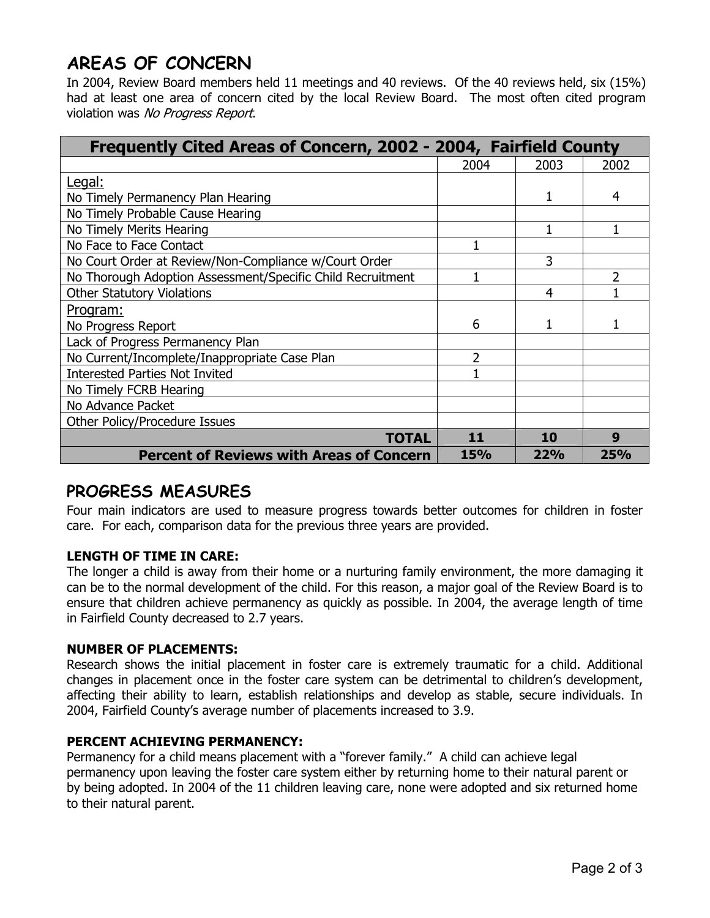## AREAS OF CONCERN

In 2004, Review Board members held 11 meetings and 40 reviews. Of the 40 reviews held, six (15%) had at least one area of concern cited by the local Review Board. The most often cited program violation was *No Progress Report*.

| Frequently Cited Areas of Concern, 2002 - 2004, Fairfield County | | | |
|---|---|---|---|
| | 2004 | 2003 | 2002 |
| Legal:<br>No Timely Permanency Plan Hearing | | 1 | 4 |
| No Timely Probable Cause Hearing | | | |
| No Timely Merits Hearing | | 1 | 1 |
| No Face to Face Contact | 1 | | |
| No Court Order at Review/Non-Compliance w/Court Order | | 3 | |
| No Thorough Adoption Assessment/Specific Child Recruitment | 1 | | 2 |
| Other Statutory Violations | | 4 | 1 |
| Program:<br>No Progress Report | 6 | 1 | 1 |
| Lack of Progress Permanency Plan | | | |
| No Current/Incomplete/Inappropriate Case Plan | 2 | | |
| Interested Parties Not Invited | 1 | | |
| No Timely FCRB Hearing | | | |
| No Advance Packet | | | |
| Other Policy/Procedure Issues | | | |
| **TOTAL** | **11** | **10** | **9** |
| **Percent of Reviews with Areas of Concern** | **15%** | **22%** | **25%** |

## PROGRESS MEASURES

Four main indicators are used to measure progress towards better outcomes for children in foster care. For each, comparison data for the previous three years are provided.

### LENGTH OF TIME IN CARE:

The longer a child is away from their home or a nurturing family environment, the more damaging it can be to the normal development of the child. For this reason, a major goal of the Review Board is to ensure that children achieve permanency as quickly as possible. In 2004, the average length of time in Fairfield County decreased to 2.7 years.

### NUMBER OF PLACEMENTS:

Research shows the initial placement in foster care is extremely traumatic for a child. Additional changes in placement once in the foster care system can be detrimental to children's development, affecting their ability to learn, establish relationships and develop as stable, secure individuals. In 2004, Fairfield County's average number of placements increased to 3.9.

### PERCENT ACHIEVING PERMANENCY:

Permanency for a child means placement with a "forever family." A child can achieve legal permanency upon leaving the foster care system either by returning home to their natural parent or by being adopted. In 2004 of the 11 children leaving care, none were adopted and six returned home to their natural parent.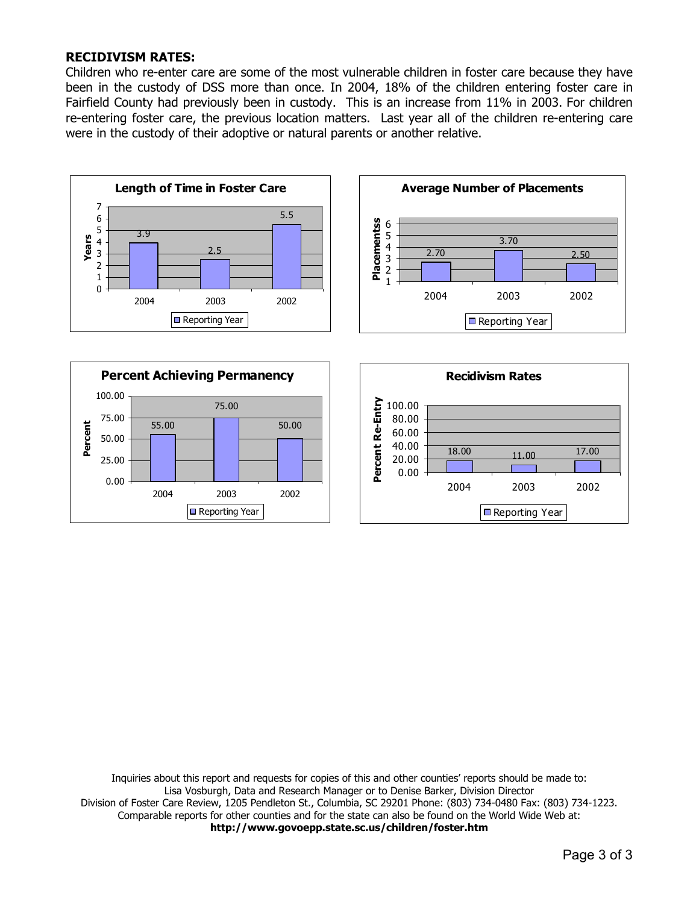**RECIDIVISM RATES:**

Children who re-enter care are some of the most vulnerable children in foster care because they have been in the custody of DSS more than once. In 2004, 18% of the children entering foster care in Fairfield County had previously been in custody. This is an increase from 11% in 2003. For children re-entering foster care, the previous location matters. Last year all of the children re-entering care were in the custody of their adoptive or natural parents or another relative.

**Length of Time in Foster Care**

Years

0 1 2 3 4 5 6 7

3.9 2.5 5.5

2004 2003 2002

Reporting Year

**Average Number of Placements**

Placementss

1 2 3 4 5 6

2.70 3.70 2.50

2004 2003 2002

Reporting Year

**Percent Achieving Permanency**

Percent

0.00 25.00 50.00 75.00 100.00

55.00 75.00 50.00

2004 2003 2002

Reporting Year

**Recidivism Rates**

Percent Re-Entry

0.00 20.00 40.00 60.00 80.00 100.00

18.00 11.00 17.00

2004 2003 2002

Reporting Year

Inquiries about this report and requests for copies of this and other counties' reports should be made to:
Lisa Vosburgh, Data and Research Manager or to Denise Barker, Division Director
Division of Foster Care Review, 1205 Pendleton St., Columbia, SC 29201 Phone: (803) 734-0480 Fax: (803) 734-1223.
Comparable reports for other counties and for the state can also be found on the World Wide Web at:
**http://www.govoepp.state.sc.us/children/foster.htm**